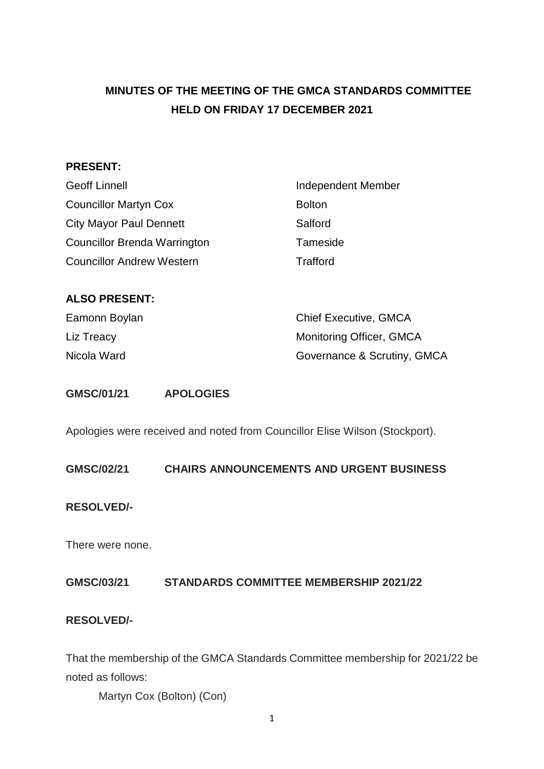# MINUTES OF THE MEETING OF THE GMCA STANDARDS COMMITTEE HELD ON FRIDAY 17 DECEMBER 2021

**PRESENT:**

| | |
|---|---|
| Geoff Linnell | Independent Member |
| Councillor Martyn Cox | Bolton |
| City Mayor Paul Dennett | Salford |
| Councillor Brenda Warrington | Tameside |
| Councillor Andrew Western | Trafford |

**ALSO PRESENT:**

| | |
|---|---|
| Eamonn Boylan | Chief Executive, GMCA |
| Liz Treacy | Monitoring Officer, GMCA |
| Nicola Ward | Governance & Scrutiny, GMCA |

**GMSC/01/21 APOLOGIES**

Apologies were received and noted from Councillor Elise Wilson (Stockport).

**GMSC/02/21 CHAIRS ANNOUNCEMENTS AND URGENT BUSINESS**

**RESOLVED/-**

There were none.

**GMSC/03/21 STANDARDS COMMITTEE MEMBERSHIP 2021/22**

**RESOLVED/-**

That the membership of the GMCA Standards Committee membership for 2021/22 be noted as follows:

Martyn Cox (Bolton) (Con)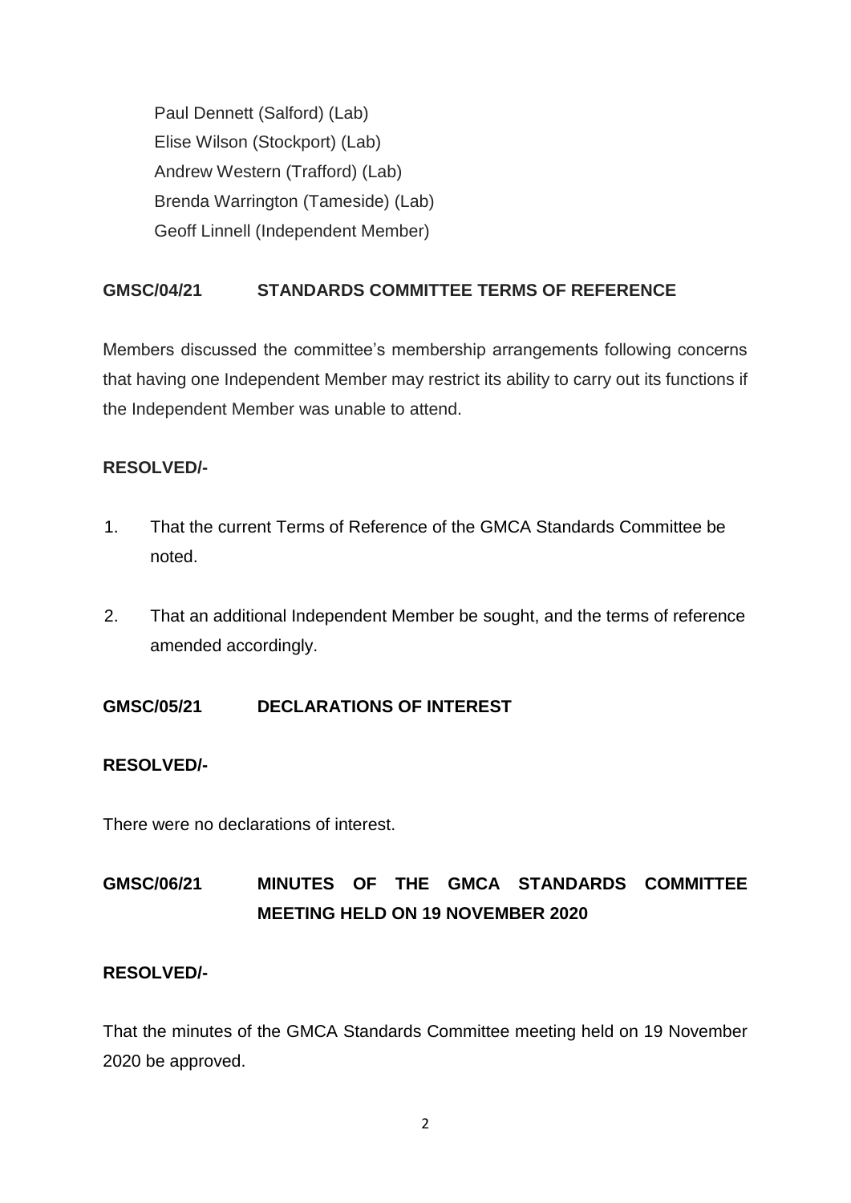Paul Dennett (Salford) (Lab)
Elise Wilson (Stockport) (Lab)
Andrew Western (Trafford) (Lab)
Brenda Warrington (Tameside) (Lab)
Geoff Linnell (Independent Member)

**GMSC/04/21 STANDARDS COMMITTEE TERMS OF REFERENCE**

Members discussed the committee's membership arrangements following concerns that having one Independent Member may restrict its ability to carry out its functions if the Independent Member was unable to attend.

**RESOLVED/-**

1. That the current Terms of Reference of the GMCA Standards Committee be noted.
2. That an additional Independent Member be sought, and the terms of reference amended accordingly.

**GMSC/05/21 DECLARATIONS OF INTEREST**

**RESOLVED/-**

There were no declarations of interest.

**GMSC/06/21 MINUTES OF THE GMCA STANDARDS COMMITTEE MEETING HELD ON 19 NOVEMBER 2020**

**RESOLVED/-**

That the minutes of the GMCA Standards Committee meeting held on 19 November 2020 be approved.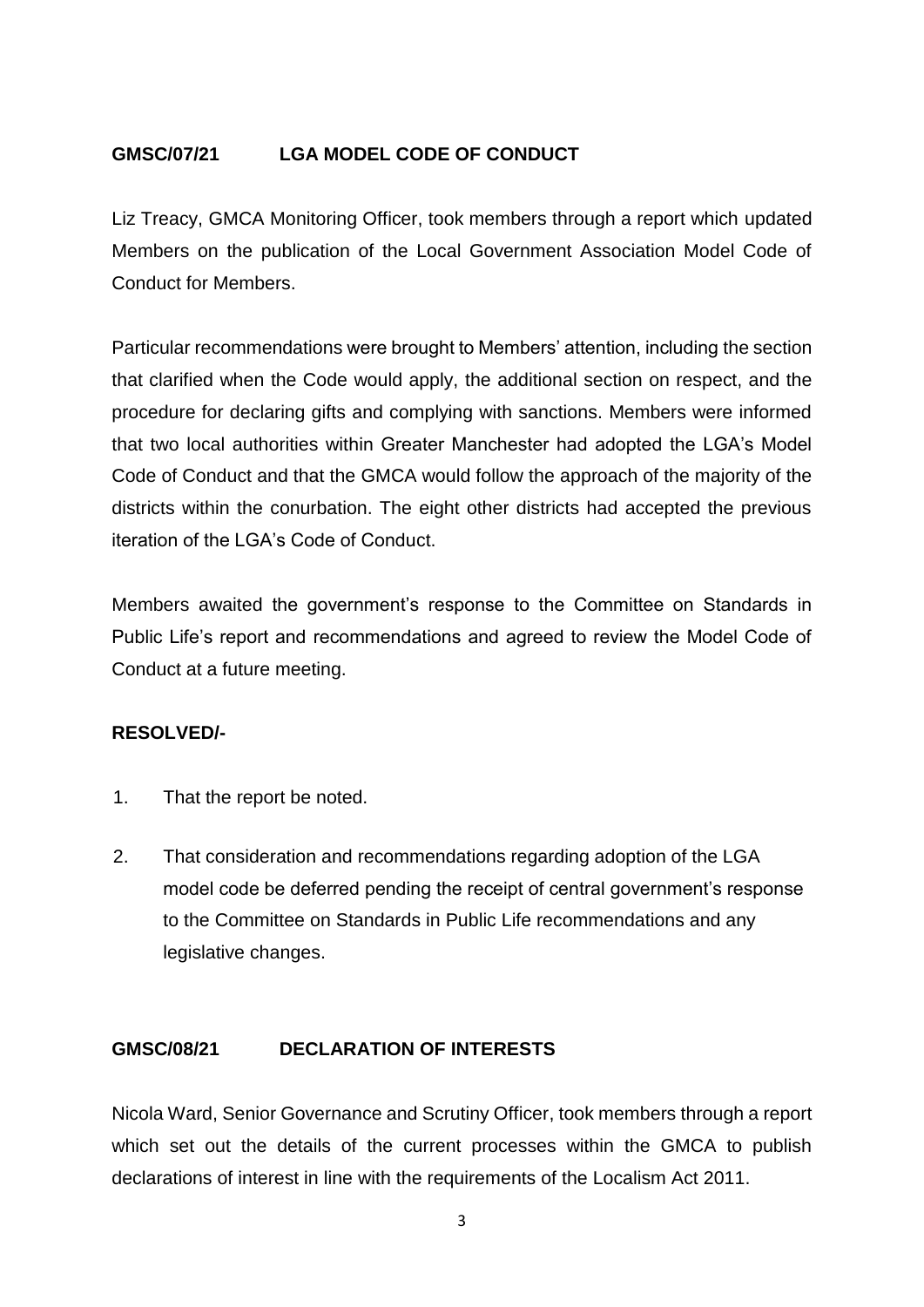**GMSC/07/21 LGA MODEL CODE OF CONDUCT**

Liz Treacy, GMCA Monitoring Officer, took members through a report which updated Members on the publication of the Local Government Association Model Code of Conduct for Members.

Particular recommendations were brought to Members' attention, including the section that clarified when the Code would apply, the additional section on respect, and the procedure for declaring gifts and complying with sanctions. Members were informed that two local authorities within Greater Manchester had adopted the LGA's Model Code of Conduct and that the GMCA would follow the approach of the majority of the districts within the conurbation. The eight other districts had accepted the previous iteration of the LGA's Code of Conduct.

Members awaited the government's response to the Committee on Standards in Public Life's report and recommendations and agreed to review the Model Code of Conduct at a future meeting.

**RESOLVED/-**

1. That the report be noted.
2. That consideration and recommendations regarding adoption of the LGA model code be deferred pending the receipt of central government's response to the Committee on Standards in Public Life recommendations and any legislative changes.

**GMSC/08/21 DECLARATION OF INTERESTS**

Nicola Ward, Senior Governance and Scrutiny Officer, took members through a report which set out the details of the current processes within the GMCA to publish declarations of interest in line with the requirements of the Localism Act 2011.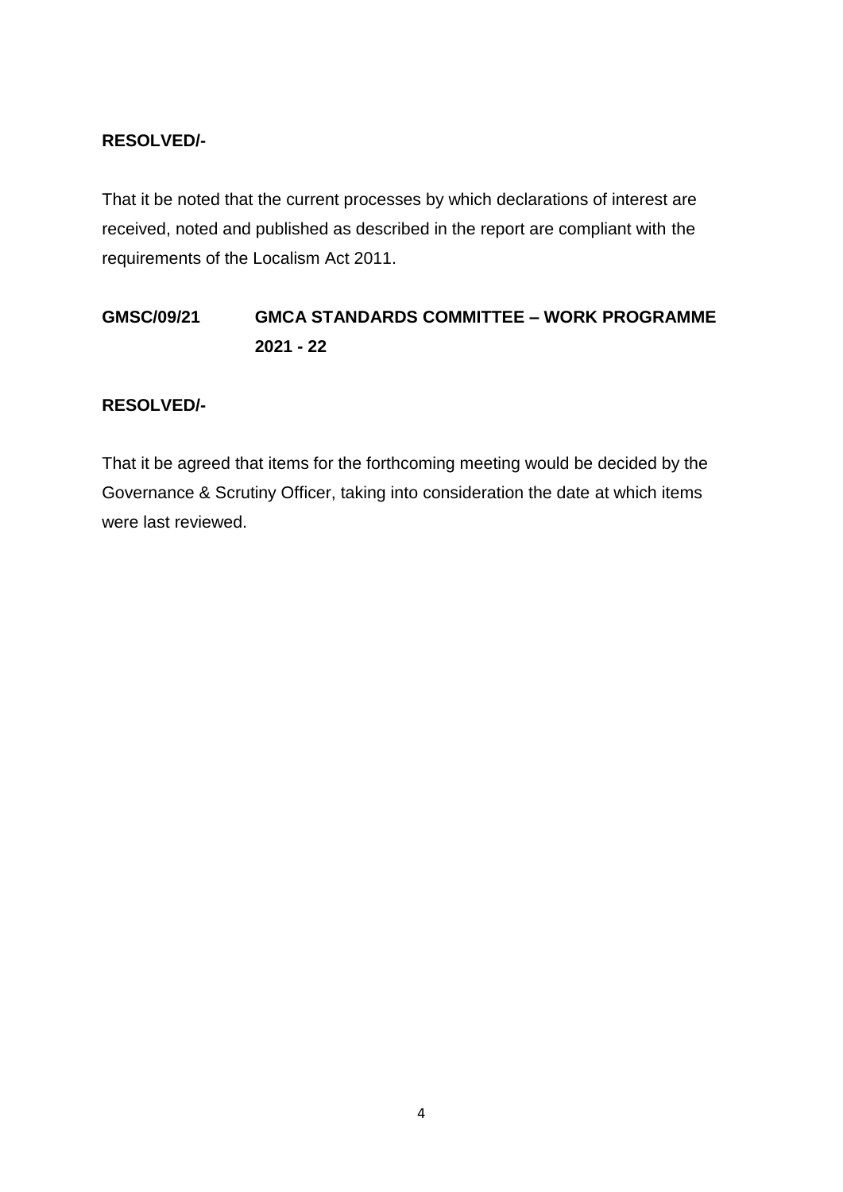**RESOLVED/-**

That it be noted that the current processes by which declarations of interest are received, noted and published as described in the report are compliant with the requirements of the Localism Act 2011.

## GMSC/09/21 GMCA STANDARDS COMMITTEE – WORK PROGRAMME 2021 - 22

**RESOLVED/-**

That it be agreed that items for the forthcoming meeting would be decided by the Governance & Scrutiny Officer, taking into consideration the date at which items were last reviewed.